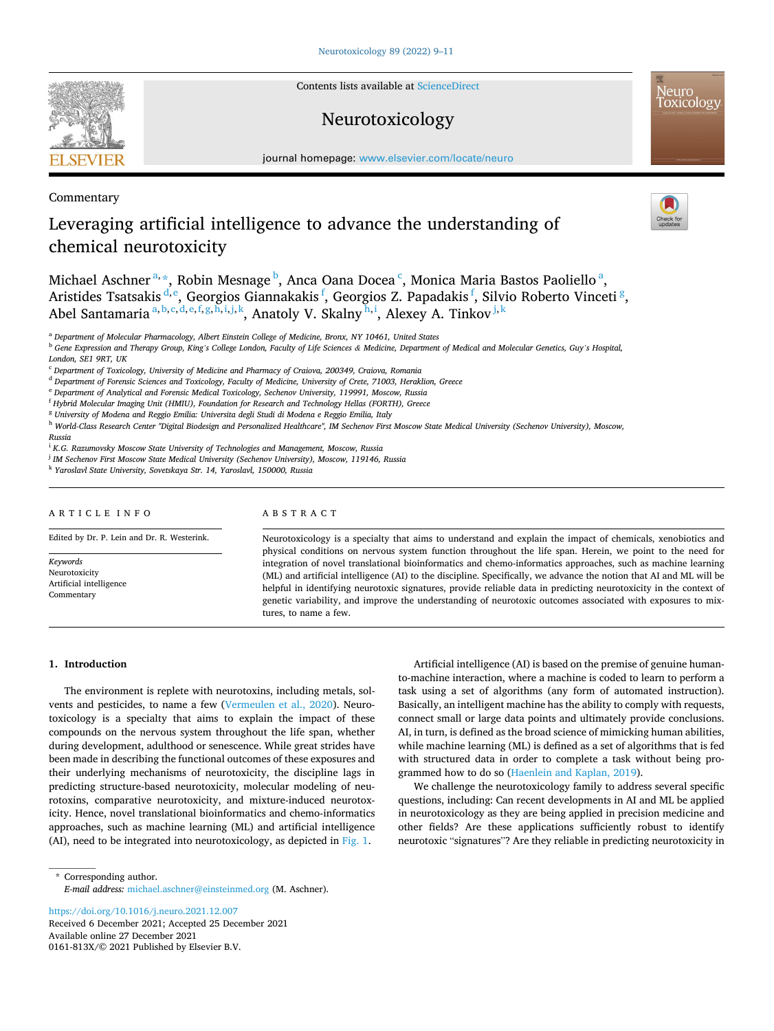Commentary

# Leveraging artificial intelligence to advance the understanding of chemical neurotoxicity

Michael Aschner[a,*], Robin Mesnage[b], Anca Oana Docea[c], Monica Maria Bastos Paoliello[a], Aristides Tsatsakis[d,e], Georgios Giannakakis[f], Georgios Z. Papadakis[f], Silvio Roberto Vinceti[g], Abel Santamaria[a,b,c,d,e,f,g,h,i,j,k], Anatoly V. Skalny[h,i], Alexey A. Tinkov[j,k]

[a] Department of Molecular Pharmacology, Albert Einstein College of Medicine, Bronx, NY 10461, United States
[b] Gene Expression and Therapy Group, King's College London, Faculty of Life Sciences & Medicine, Department of Medical and Molecular Genetics, Guy's Hospital, London, SE1 9RT, UK
[c] Department of Toxicology, University of Medicine and Pharmacy of Craiova, 200349, Craiova, Romania
[d] Department of Forensic Sciences and Toxicology, Faculty of Medicine, University of Crete, 71003, Heraklion, Greece
[e] Department of Analytical and Forensic Medical Toxicology, Sechenov University, 119991, Moscow, Russia
[f] Hybrid Molecular Imaging Unit (HMIU), Foundation for Research and Technology Hellas (FORTH), Greece
[g] University of Modena and Reggio Emilia: Universita degli Studi di Modena e Reggio Emilia, Italy
[h] World-Class Research Center "Digital Biodesign and Personalized Healthcare", IM Sechenov First Moscow State Medical University (Sechenov University), Moscow, Russia
[i] K.G. Razumovsky Moscow State University of Technologies and Management, Moscow, Russia
[j] IM Sechenov First Moscow State Medical University (Sechenov University), Moscow, 119146, Russia
[k] Yaroslavl State University, Sovetskaya Str. 14, Yaroslavl, 150000, Russia

**ARTICLE INFO**

Edited by Dr. P. Lein and Dr. R. Westerink.

*Keywords*
Neurotoxicity
Artificial intelligence
Commentary

**ABSTRACT**

Neurotoxicology is a specialty that aims to understand and explain the impact of chemicals, xenobiotics and physical conditions on nervous system function throughout the life span. Herein, we point to the need for integration of novel translational bioinformatics and chemo-informatics approaches, such as machine learning (ML) and artificial intelligence (AI) to the discipline. Specifically, we advance the notion that AI and ML will be helpful in identifying neurotoxic signatures, provide reliable data in predicting neurotoxicity in the context of genetic variability, and improve the understanding of neurotoxic outcomes associated with exposures to mixtures, to name a few.

## 1. Introduction

The environment is replete with neurotoxins, including metals, solvents and pesticides, to name a few (Vermeulen et al., 2020). Neurotoxicology is a specialty that aims to explain the impact of these compounds on the nervous system throughout the life span, whether during development, adulthood or senescence. While great strides have been made in describing the functional outcomes of these exposures and their underlying mechanisms of neurotoxicity, the discipline lags in predicting structure-based neurotoxicity, molecular modeling of neurotoxins, comparative neurotoxicity, and mixture-induced neurotoxicity. Hence, novel translational bioinformatics and chemo-informatics approaches, such as machine learning (ML) and artificial intelligence (AI), need to be integrated into neurotoxicology, as depicted in Fig. 1.

Artificial intelligence (AI) is based on the premise of genuine human-to-machine interaction, where a machine is coded to learn to perform a task using a set of algorithms (any form of automated instruction). Basically, an intelligent machine has the ability to comply with requests, connect small or large data points and ultimately provide conclusions. AI, in turn, is defined as the broad science of mimicking human abilities, while machine learning (ML) is defined as a set of algorithms that is fed with structured data in order to complete a task without being programmed how to do so (Haenlein and Kaplan, 2019).

We challenge the neurotoxicology family to address several specific questions, including: Can recent developments in AI and ML be applied in neurotoxicology as they are being applied in precision medicine and other fields? Are these applications sufficiently robust to identify neurotoxic "signatures"? Are they reliable in predicting neurotoxicity in

\* Corresponding author.
*E-mail address:* michael.aschner@einsteinmed.org (M. Aschner).

https://doi.org/10.1016/j.neuro.2021.12.007
Received 6 December 2021; Accepted 25 December 2021
Available online 27 December 2021
0161-813X/© 2021 Published by Elsevier B.V.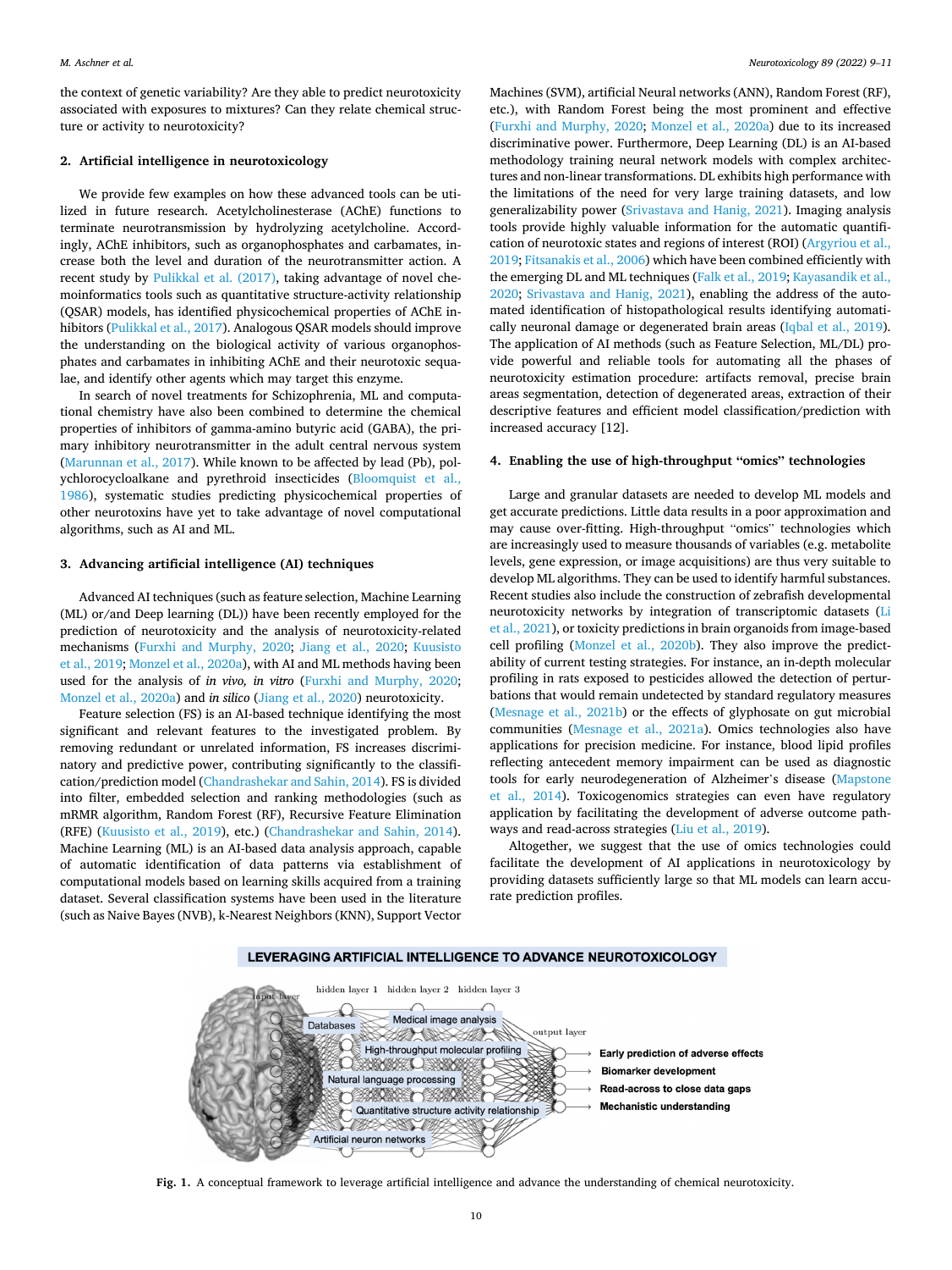the context of genetic variability? Are they able to predict neurotoxicity associated with exposures to mixtures? Can they relate chemical structure or activity to neurotoxicity?

## 2. Artificial intelligence in neurotoxicology

We provide few examples on how these advanced tools can be utilized in future research. Acetylcholinesterase (AChE) functions to terminate neurotransmission by hydrolyzing acetylcholine. Accordingly, AChE inhibitors, such as organophosphates and carbamates, increase both the level and duration of the neurotransmitter action. A recent study by Pulikkal et al. (2017), taking advantage of novel chemoinformatics tools such as quantitative structure-activity relationship (QSAR) models, has identified physicochemical properties of AChE inhibitors (Pulikkal et al., 2017). Analogous QSAR models should improve the understanding on the biological activity of various organophosphates and carbamates in inhibiting AChE and their neurotoxic sequalae, and identify other agents which may target this enzyme.

In search of novel treatments for Schizophrenia, ML and computational chemistry have also been combined to determine the chemical properties of inhibitors of gamma-amino butyric acid (GABA), the primary inhibitory neurotransmitter in the adult central nervous system (Marunnan et al., 2017). While known to be affected by lead (Pb), polychlorocycloalkane and pyrethroid insecticides (Bloomquist et al., 1986), systematic studies predicting physicochemical properties of other neurotoxins have yet to take advantage of novel computational algorithms, such as AI and ML.

## 3. Advancing artificial intelligence (AI) techniques

Advanced AI techniques (such as feature selection, Machine Learning (ML) or/and Deep learning (DL)) have been recently employed for the prediction of neurotoxicity and the analysis of neurotoxicity-related mechanisms (Furxhi and Murphy, 2020; Jiang et al., 2020; Kuusisto et al., 2019; Monzel et al., 2020a), with AI and ML methods having been used for the analysis of *in vivo, in vitro* (Furxhi and Murphy, 2020; Monzel et al., 2020a) and *in silico* (Jiang et al., 2020) neurotoxicity.

Feature selection (FS) is an AI-based technique identifying the most significant and relevant features to the investigated problem. By removing redundant or unrelated information, FS increases discriminatory and predictive power, contributing significantly to the classification/prediction model (Chandrashekar and Sahin, 2014). FS is divided into filter, embedded selection and ranking methodologies (such as mRMR algorithm, Random Forest (RF), Recursive Feature Elimination (RFE) (Kuusisto et al., 2019), etc.) (Chandrashekar and Sahin, 2014). Machine Learning (ML) is an AI-based data analysis approach, capable of automatic identification of data patterns via establishment of computational models based on learning skills acquired from a training dataset. Several classification systems have been used in the literature (such as Naive Bayes (NVB), k-Nearest Neighbors (KNN), Support Vector Machines (SVM), artificial Neural networks (ANN), Random Forest (RF), etc.), with Random Forest being the most prominent and effective (Furxhi and Murphy, 2020; Monzel et al., 2020a) due to its increased discriminative power. Furthermore, Deep Learning (DL) is an AI-based methodology training neural network models with complex architectures and non-linear transformations. DL exhibits high performance with the limitations of the need for very large training datasets, and low generalizability power (Srivastava and Hanig, 2021). Imaging analysis tools provide highly valuable information for the automatic quantification of neurotoxic states and regions of interest (ROI) (Argyriou et al., 2019; Fitsanakis et al., 2006) which have been combined efficiently with the emerging DL and ML techniques (Falk et al., 2019; Kayasandik et al., 2020; Srivastava and Hanig, 2021), enabling the address of the automated identification of histopathological results identifying automatically neuronal damage or degenerated brain areas (Iqbal et al., 2019). The application of AI methods (such as Feature Selection, ML/DL) provide powerful and reliable tools for automating all the phases of neurotoxicity estimation procedure: artifacts removal, precise brain areas segmentation, detection of degenerated areas, extraction of their descriptive features and efficient model classification/prediction with increased accuracy [12].

## 4. Enabling the use of high-throughput "omics" technologies

Large and granular datasets are needed to develop ML models and get accurate predictions. Little data results in a poor approximation and may cause over-fitting. High-throughput "omics" technologies which are increasingly used to measure thousands of variables (e.g. metabolite levels, gene expression, or image acquisitions) are thus very suitable to develop ML algorithms. They can be used to identify harmful substances. Recent studies also include the construction of zebrafish developmental neurotoxicity networks by integration of transcriptomic datasets (Li et al., 2021), or toxicity predictions in brain organoids from image-based cell profiling (Monzel et al., 2020b). They also improve the predictability of current testing strategies. For instance, an in-depth molecular profiling in rats exposed to pesticides allowed the detection of perturbations that would remain undetected by standard regulatory measures (Mesnage et al., 2021b) or the effects of glyphosate on gut microbial communities (Mesnage et al., 2021a). Omics technologies also have applications for precision medicine. For instance, blood lipid profiles reflecting antecedent memory impairment can be used as diagnostic tools for early neurodegeneration of Alzheimer's disease (Mapstone et al., 2014). Toxicogenomics strategies can even have regulatory application by facilitating the development of adverse outcome pathways and read-across strategies (Liu et al., 2019).

Altogether, we suggest that the use of omics technologies could facilitate the development of AI applications in neurotoxicology by providing datasets sufficiently large so that ML models can learn accurate prediction profiles.

**Fig. 1.** A conceptual framework to leverage artificial intelligence and advance the understanding of chemical neurotoxicity.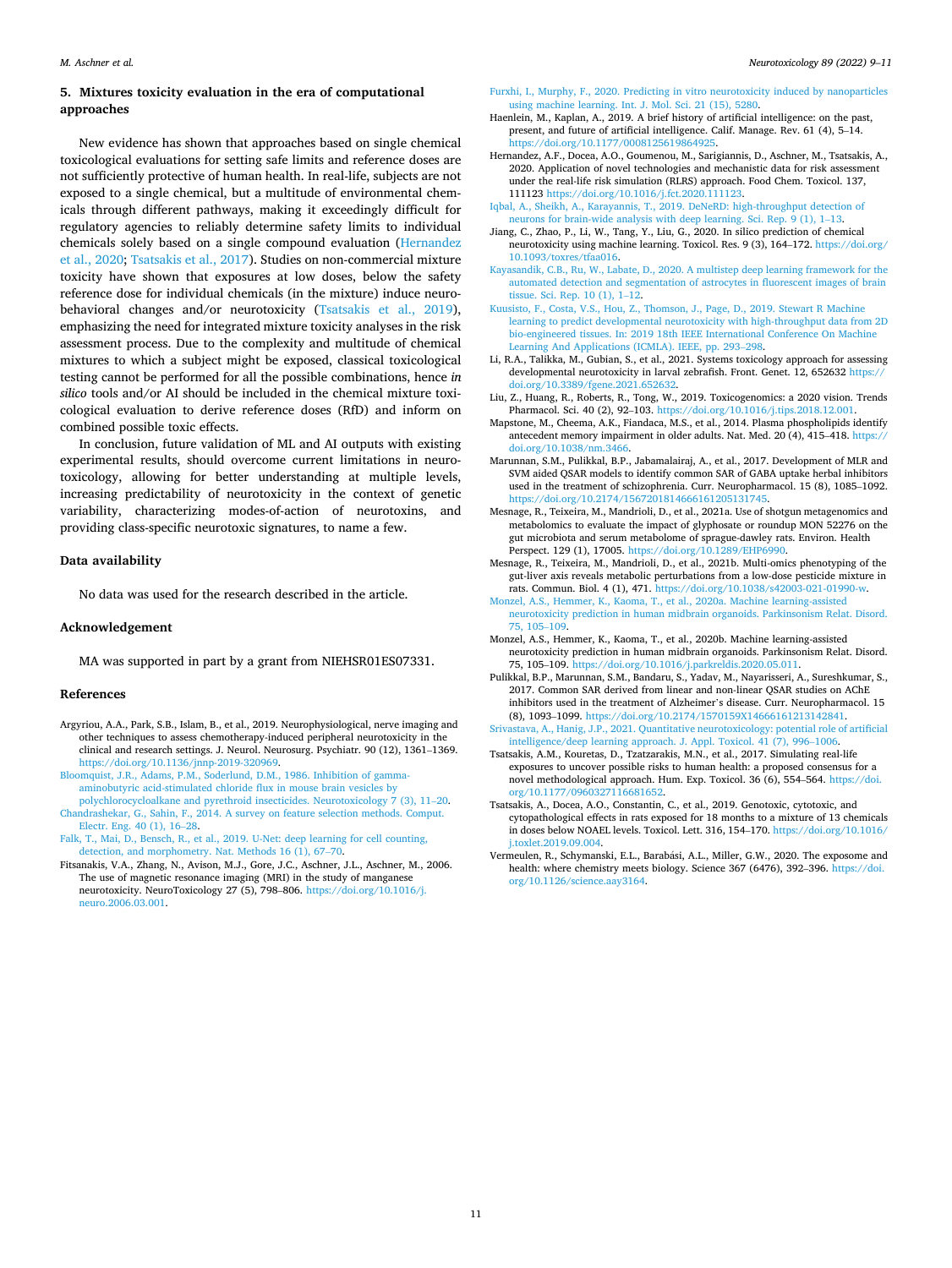## 5. Mixtures toxicity evaluation in the era of computational approaches

New evidence has shown that approaches based on single chemical toxicological evaluations for setting safe limits and reference doses are not sufficiently protective of human health. In real-life, subjects are not exposed to a single chemical, but a multitude of environmental chemicals through different pathways, making it exceedingly difficult for regulatory agencies to reliably determine safety limits to individual chemicals solely based on a single compound evaluation (Hernandez et al., 2020; Tsatsakis et al., 2017). Studies on non-commercial mixture toxicity have shown that exposures at low doses, below the safety reference dose for individual chemicals (in the mixture) induce neurobehavioral changes and/or neurotoxicity (Tsatsakis et al., 2019), emphasizing the need for integrated mixture toxicity analyses in the risk assessment process. Due to the complexity and multitude of chemical mixtures to which a subject might be exposed, classical toxicological testing cannot be performed for all the possible combinations, hence *in silico* tools and/or AI should be included in the chemical mixture toxicological evaluation to derive reference doses (RfD) and inform on combined possible toxic effects.

In conclusion, future validation of ML and AI outputs with existing experimental results, should overcome current limitations in neurotoxicology, allowing for better understanding at multiple levels, increasing predictability of neurotoxicity in the context of genetic variability, characterizing modes-of-action of neurotoxins, and providing class-specific neurotoxic signatures, to name a few.

## Data availability

No data was used for the research described in the article.

## Acknowledgement

MA was supported in part by a grant from NIEHSR01ES07331.

## References

Argyriou, A.A., Park, S.B., Islam, B., et al., 2019. Neurophysiological, nerve imaging and other techniques to assess chemotherapy-induced peripheral neurotoxicity in the clinical and research settings. J. Neurol. Neurosurg. Psychiatr. 90 (12), 1361–1369. https://doi.org/10.1136/jnnp-2019-320969.

Bloomquist, J.R., Adams, P.M., Soderlund, D.M., 1986. Inhibition of gamma-aminobutyric acid-stimulated chloride flux in mouse brain vesicles by polychlorocycloalkane and pyrethroid insecticides. Neurotoxicology 7 (3), 11–20.

Chandrashekar, G., Sahin, F., 2014. A survey on feature selection methods. Comput. Electr. Eng. 40 (1), 16–28.

Falk, T., Mai, D., Bensch, R., et al., 2019. U-Net: deep learning for cell counting, detection, and morphometry. Nat. Methods 16 (1), 67–70.

Fitsanakis, V.A., Zhang, N., Avison, M.J., Gore, J.C., Aschner, J.L., Aschner, M., 2006. The use of magnetic resonance imaging (MRI) in the study of manganese neurotoxicity. NeuroToxicology 27 (5), 798–806. https://doi.org/10.1016/j.neuro.2006.03.001.

Furxhi, I., Murphy, F., 2020. Predicting in vitro neurotoxicity induced by nanoparticles using machine learning. Int. J. Mol. Sci. 21 (15), 5280.

Haenlein, M., Kaplan, A., 2019. A brief history of artificial intelligence: on the past, present, and future of artificial intelligence. Calif. Manage. Rev. 61 (4), 5–14. https://doi.org/10.1177/0008125619864925.

Hernandez, A.F., Docea, A.O., Goumenou, M., Sarigiannis, D., Aschner, M., Tsatsakis, A., 2020. Application of novel technologies and mechanistic data for risk assessment under the real-life risk simulation (RLRS) approach. Food Chem. Toxicol. 137, 111123 https://doi.org/10.1016/j.fct.2020.111123.

Iqbal, A., Sheikh, A., Karayannis, T., 2019. DeNeRD: high-throughput detection of neurons for brain-wide analysis with deep learning. Sci. Rep. 9 (1), 1–13.

Jiang, C., Zhao, P., Li, W., Tang, Y., Liu, G., 2020. In silico prediction of chemical neurotoxicity using machine learning. Toxicol. Res. 9 (3), 164–172. https://doi.org/10.1093/toxres/tfaa016.

Kayasandik, C.B., Ru, W., Labate, D., 2020. A multistep deep learning framework for the automated detection and segmentation of astrocytes in fluorescent images of brain tissue. Sci. Rep. 10 (1), 1–12.

Kuusisto, F., Costa, V.S., Hou, Z., Thomson, J., Page, D., 2019. Stewart R Machine learning to predict developmental neurotoxicity with high-throughput data from 2D bio-engineered tissues. In: 2019 18th IEEE International Conference On Machine Learning And Applications (ICMLA). IEEE, pp. 293–298.

Li, R.A., Talikka, M., Gubian, S., et al., 2021. Systems toxicology approach for assessing developmental neurotoxicity in larval zebrafish. Front. Genet. 12, 652632 https://doi.org/10.3389/fgene.2021.652632.

Liu, Z., Huang, R., Roberts, R., Tong, W., 2019. Toxicogenomics: a 2020 vision. Trends Pharmacol. Sci. 40 (2), 92–103. https://doi.org/10.1016/j.tips.2018.12.001.

Mapstone, M., Cheema, A.K., Fiandaca, M.S., et al., 2014. Plasma phospholipids identify antecedent memory impairment in older adults. Nat. Med. 20 (4), 415–418. https://doi.org/10.1038/nm.3466.

Marunnan, S.M., Pulikkal, B.P., Jabamalairaj, A., et al., 2017. Development of MLR and SVM aided QSAR models to identify common SAR of GABA uptake herbal inhibitors used in the treatment of schizophrenia. Curr. Neuropharmacol. 15 (8), 1085–1092. https://doi.org/10.2174/1567201814666161205131745.

Mesnage, R., Teixeira, M., Mandrioli, D., et al., 2021a. Use of shotgun metagenomics and metabolomics to evaluate the impact of glyphosate or roundup MON 52276 on the gut microbiota and serum metabolome of sprague-dawley rats. Environ. Health Perspect. 129 (1), 17005. https://doi.org/10.1289/EHP6990.

Mesnage, R., Teixeira, M., Mandrioli, D., et al., 2021b. Multi-omics phenotyping of the gut-liver axis reveals metabolic perturbations from a low-dose pesticide mixture in rats. Commun. Biol. 4 (1), 471. https://doi.org/10.1038/s42003-021-01990-w.

Monzel, A.S., Hemmer, K., Kaoma, T., et al., 2020a. Machine learning-assisted neurotoxicity prediction in human midbrain organoids. Parkinsonism Relat. Disord. 75, 105–109.

Monzel, A.S., Hemmer, K., Kaoma, T., et al., 2020b. Machine learning-assisted neurotoxicity prediction in human midbrain organoids. Parkinsonism Relat. Disord. 75, 105–109. https://doi.org/10.1016/j.parkreldis.2020.05.011.

Pulikkal, B.P., Marunnan, S.M., Bandaru, S., Yadav, M., Nayarisseri, A., Sureshkumar, S., 2017. Common SAR derived from linear and non-linear QSAR studies on AChE inhibitors used in the treatment of Alzheimer's disease. Curr. Neuropharmacol. 15 (8), 1093–1099. https://doi.org/10.2174/1570159X14666161213142841.

Srivastava, A., Hanig, J.P., 2021. Quantitative neurotoxicology: potential role of artificial intelligence/deep learning approach. J. Appl. Toxicol. 41 (7), 996–1006.

Tsatsakis, A.M., Kouretas, D., Tzatzarakis, M.N., et al., 2017. Simulating real-life exposures to uncover possible risks to human health: a proposed consensus for a novel methodological approach. Hum. Exp. Toxicol. 36 (6), 554–564. https://doi.org/10.1177/0960327116681652.

Tsatsakis, A., Docea, A.O., Constantin, C., et al., 2019. Genotoxic, cytotoxic, and cytopathological effects in rats exposed for 18 months to a mixture of 13 chemicals in doses below NOAEL levels. Toxicol. Lett. 316, 154–170. https://doi.org/10.1016/j.toxlet.2019.09.004.

Vermeulen, R., Schymanski, E.L., Barabási, A.L., Miller, G.W., 2020. The exposome and health: where chemistry meets biology. Science 367 (6476), 392–396. https://doi.org/10.1126/science.aay3164.